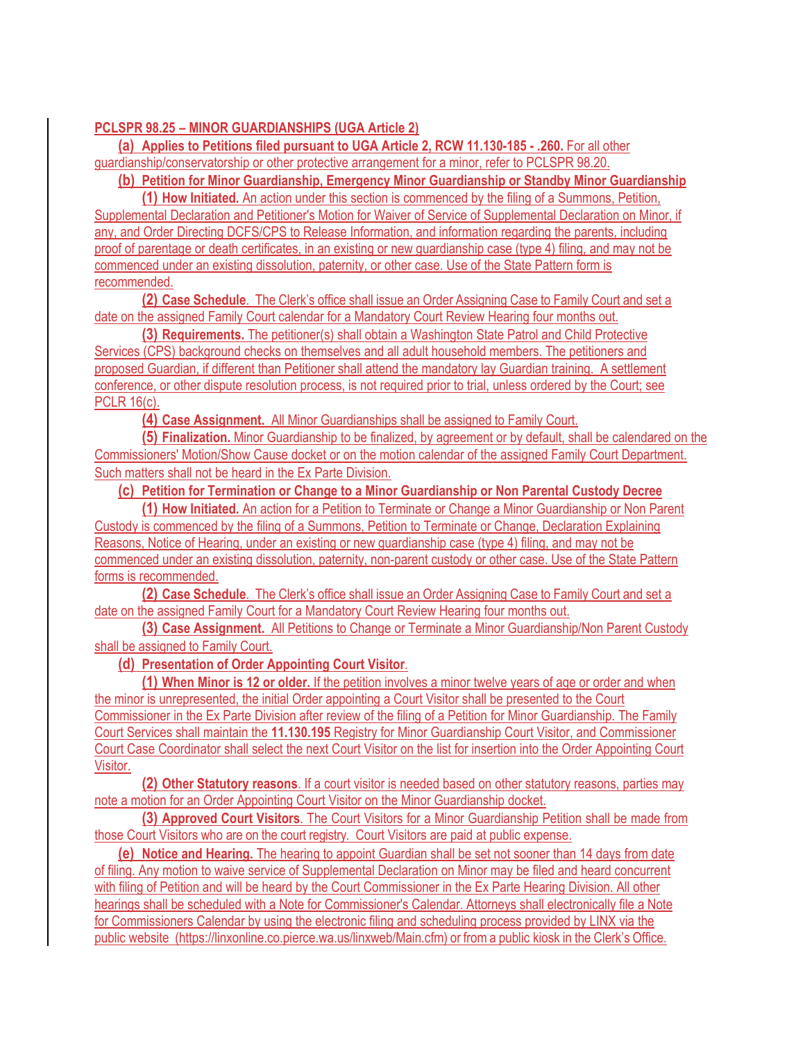**PCLSPR 98.25 – MINOR GUARDIANSHIPS (UGA Article 2)**

**(a) Applies to Petitions filed pursuant to UGA Article 2, RCW 11.130-185 - .260.** For all other guardianship/conservatorship or other protective arrangement for a minor, refer to PCLSPR 98.20.

**(b) Petition for Minor Guardianship, Emergency Minor Guardianship or Standby Minor Guardianship**

**(1) How Initiated.** An action under this section is commenced by the filing of a Summons, Petition, Supplemental Declaration and Petitioner's Motion for Waiver of Service of Supplemental Declaration on Minor, if any, and Order Directing DCFS/CPS to Release Information, and information regarding the parents, including proof of parentage or death certificates, in an existing or new guardianship case (type 4) filing, and may not be commenced under an existing dissolution, paternity, or other case. Use of the State Pattern form is recommended.

**(2) Case Schedule**. The Clerk's office shall issue an Order Assigning Case to Family Court and set a date on the assigned Family Court calendar for a Mandatory Court Review Hearing four months out.

**(3) Requirements.** The petitioner(s) shall obtain a Washington State Patrol and Child Protective Services (CPS) background checks on themselves and all adult household members. The petitioners and proposed Guardian, if different than Petitioner shall attend the mandatory lay Guardian training. A settlement conference, or other dispute resolution process, is not required prior to trial, unless ordered by the Court; see PCLR 16(c).

**(4) Case Assignment.** All Minor Guardianships shall be assigned to Family Court.

**(5) Finalization.** Minor Guardianship to be finalized, by agreement or by default, shall be calendared on the Commissioners' Motion/Show Cause docket or on the motion calendar of the assigned Family Court Department. Such matters shall not be heard in the Ex Parte Division.

**(c) Petition for Termination or Change to a Minor Guardianship or Non Parental Custody Decree**

**(1) How Initiated.** An action for a Petition to Terminate or Change a Minor Guardianship or Non Parent Custody is commenced by the filing of a Summons, Petition to Terminate or Change, Declaration Explaining Reasons, Notice of Hearing, under an existing or new guardianship case (type 4) filing, and may not be commenced under an existing dissolution, paternity, non-parent custody or other case. Use of the State Pattern forms is recommended.

**(2) Case Schedule**. The Clerk's office shall issue an Order Assigning Case to Family Court and set a date on the assigned Family Court for a Mandatory Court Review Hearing four months out.

**(3) Case Assignment.** All Petitions to Change or Terminate a Minor Guardianship/Non Parent Custody shall be assigned to Family Court.

**(d) Presentation of Order Appointing Court Visitor**.

**(1) When Minor is 12 or older.** If the petition involves a minor twelve years of age or order and when the minor is unrepresented, the initial Order appointing a Court Visitor shall be presented to the Court Commissioner in the Ex Parte Division after review of the filing of a Petition for Minor Guardianship. The Family Court Services shall maintain the **11.130.195** Registry for Minor Guardianship Court Visitor, and Commissioner Court Case Coordinator shall select the next Court Visitor on the list for insertion into the Order Appointing Court Visitor.

**(2) Other Statutory reasons**. If a court visitor is needed based on other statutory reasons, parties may note a motion for an Order Appointing Court Visitor on the Minor Guardianship docket.

**(3) Approved Court Visitors**. The Court Visitors for a Minor Guardianship Petition shall be made from those Court Visitors who are on the court registry. Court Visitors are paid at public expense.

**(e) Notice and Hearing.** The hearing to appoint Guardian shall be set not sooner than 14 days from date of filing. Any motion to waive service of Supplemental Declaration on Minor may be filed and heard concurrent with filing of Petition and will be heard by the Court Commissioner in the Ex Parte Hearing Division. All other hearings shall be scheduled with a Note for Commissioner's Calendar. Attorneys shall electronically file a Note for Commissioners Calendar by using the electronic filing and scheduling process provided by LINX via the public website (https://linxonline.co.pierce.wa.us/linxweb/Main.cfm) or from a public kiosk in the Clerk's Office.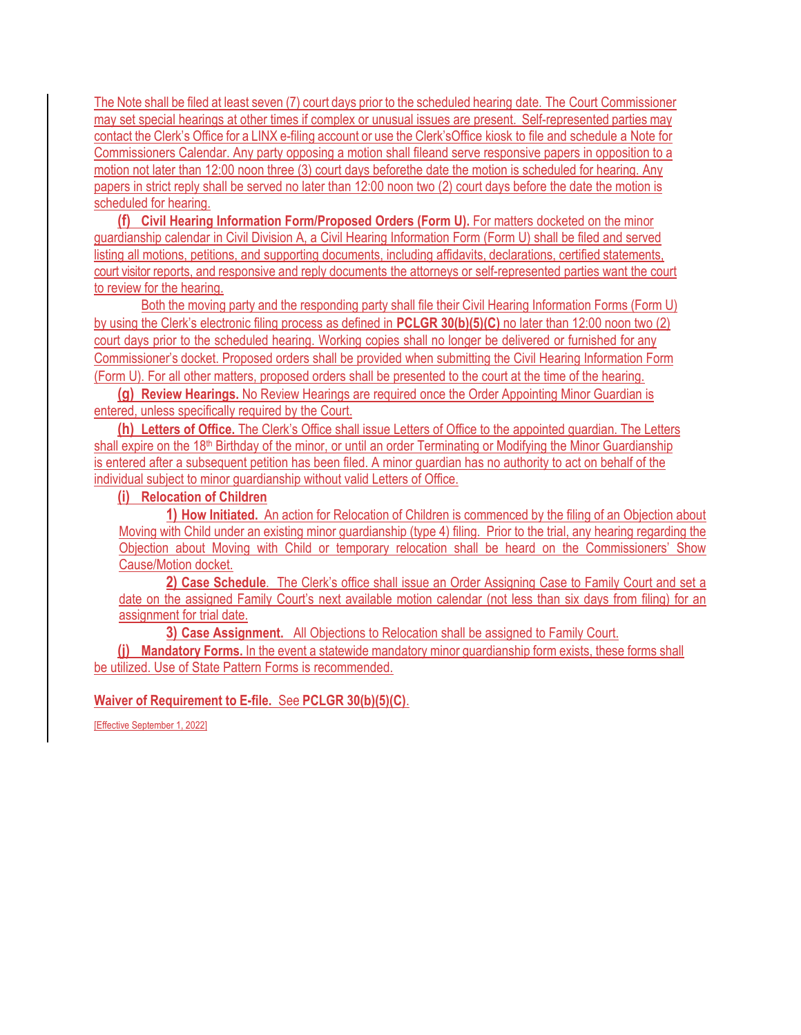The Note shall be filed at least seven (7) court days prior to the scheduled hearing date. The Court Commissioner may set special hearings at other times if complex or unusual issues are present. Self-represented parties may contact the Clerk's Office for a LINX e-filing account or use the Clerk'sOffice kiosk to file and schedule a Note for Commissioners Calendar. Any party opposing a motion shall fileand serve responsive papers in opposition to a motion not later than 12:00 noon three (3) court days beforethe date the motion is scheduled for hearing. Any papers in strict reply shall be served no later than 12:00 noon two (2) court days before the date the motion is scheduled for hearing.

**(f) Civil Hearing Information Form/Proposed Orders (Form U).** For matters docketed on the minor guardianship calendar in Civil Division A, a Civil Hearing Information Form (Form U) shall be filed and served listing all motions, petitions, and supporting documents, including affidavits, declarations, certified statements, court visitor reports, and responsive and reply documents the attorneys or self-represented parties want the court to review for the hearing.

Both the moving party and the responding party shall file their Civil Hearing Information Forms (Form U) by using the Clerk's electronic filing process as defined in **PCLGR 30(b)(5)(C)** no later than 12:00 noon two (2) court days prior to the scheduled hearing. Working copies shall no longer be delivered or furnished for any Commissioner's docket. Proposed orders shall be provided when submitting the Civil Hearing Information Form (Form U). For all other matters, proposed orders shall be presented to the court at the time of the hearing.

**(g) Review Hearings.** No Review Hearings are required once the Order Appointing Minor Guardian is entered, unless specifically required by the Court.

**(h) Letters of Office.** The Clerk's Office shall issue Letters of Office to the appointed guardian. The Letters shall expire on the 18th Birthday of the minor, or until an order Terminating or Modifying the Minor Guardianship is entered after a subsequent petition has been filed. A minor guardian has no authority to act on behalf of the individual subject to minor guardianship without valid Letters of Office.

**(i) Relocation of Children**

**1) How Initiated.** An action for Relocation of Children is commenced by the filing of an Objection about Moving with Child under an existing minor guardianship (type 4) filing. Prior to the trial, any hearing regarding the Objection about Moving with Child or temporary relocation shall be heard on the Commissioners' Show Cause/Motion docket.

**2) Case Schedule**. The Clerk's office shall issue an Order Assigning Case to Family Court and set a date on the assigned Family Court's next available motion calendar (not less than six days from filing) for an assignment for trial date.

**3) Case Assignment.** All Objections to Relocation shall be assigned to Family Court.

**(j) Mandatory Forms.** In the event a statewide mandatory minor guardianship form exists, these forms shall be utilized. Use of State Pattern Forms is recommended.

**Waiver of Requirement to E-file.** See **PCLGR 30(b)(5)(C)**.

[Effective September 1, 2022]